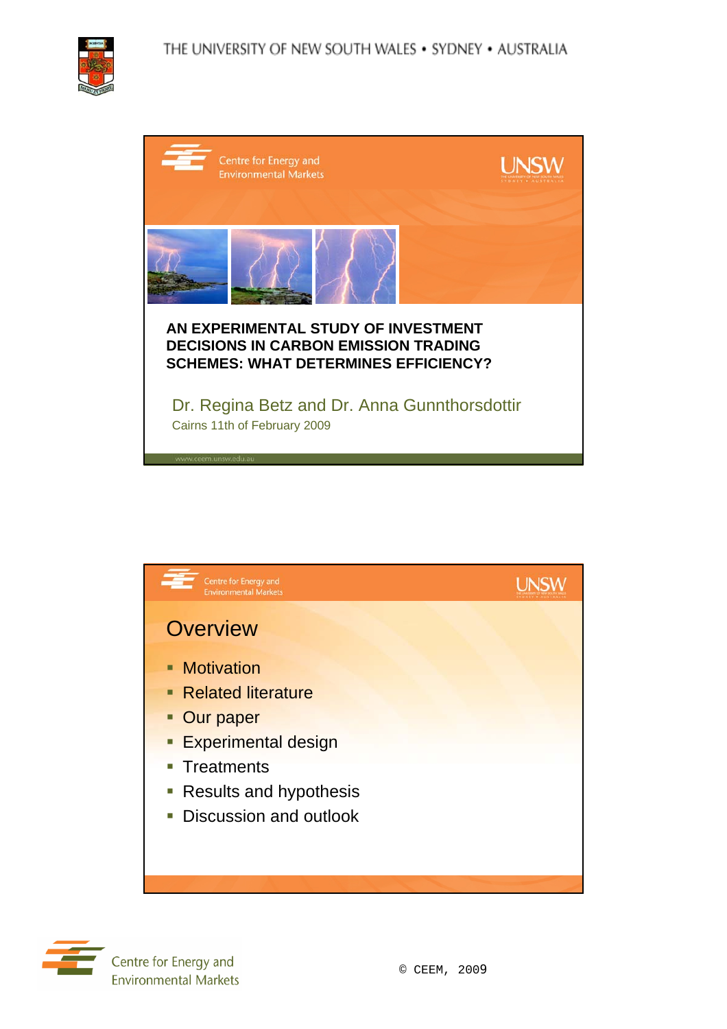# AN EXPERIMENTAL STUDY OF INVESTMENT DECISIONS IN CARBON EMISSION TRADING SCHEMES: WHAT DETERMINES EFFICIENCY?

Dr. Regina Betz and Dr. Anna Gunnthorsdottir

Cairns 11th of February 2009

## Overview

- Motivation
- Related literature
- Our paper
- Experimental design
- Treatments
- Results and hypothesis
- Discussion and outlook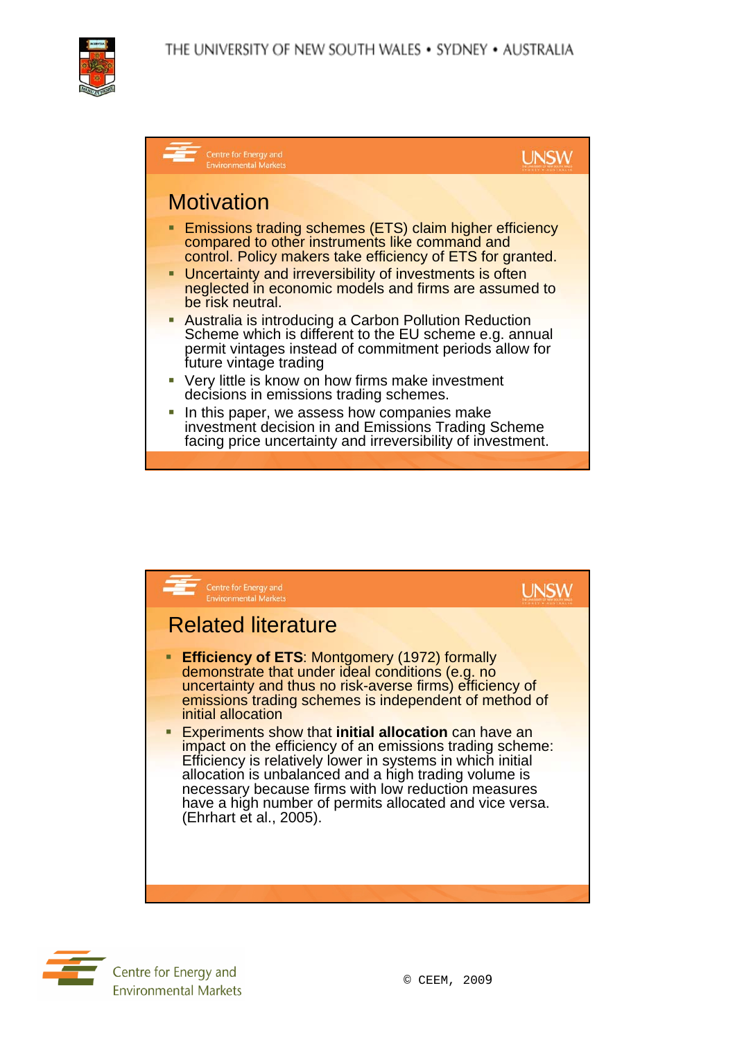## Motivation

- Emissions trading schemes (ETS) claim higher efficiency compared to other instruments like command and control. Policy makers take efficiency of ETS for granted.
- Uncertainty and irreversibility of investments is often neglected in economic models and firms are assumed to be risk neutral.
- Australia is introducing a Carbon Pollution Reduction Scheme which is different to the EU scheme e.g. annual permit vintages instead of commitment periods allow for future vintage trading
- Very little is know on how firms make investment decisions in emissions trading schemes.
- In this paper, we assess how companies make investment decision in and Emissions Trading Scheme facing price uncertainty and irreversibility of investment.

## Related literature

- **Efficiency of ETS**: Montgomery (1972) formally demonstrate that under ideal conditions (e.g. no uncertainty and thus no risk-averse firms) efficiency of emissions trading schemes is independent of method of initial allocation
- Experiments show that **initial allocation** can have an impact on the efficiency of an emissions trading scheme: Efficiency is relatively lower in systems in which initial allocation is unbalanced and a high trading volume is necessary because firms with low reduction measures have a high number of permits allocated and vice versa. (Ehrhart et al., 2005).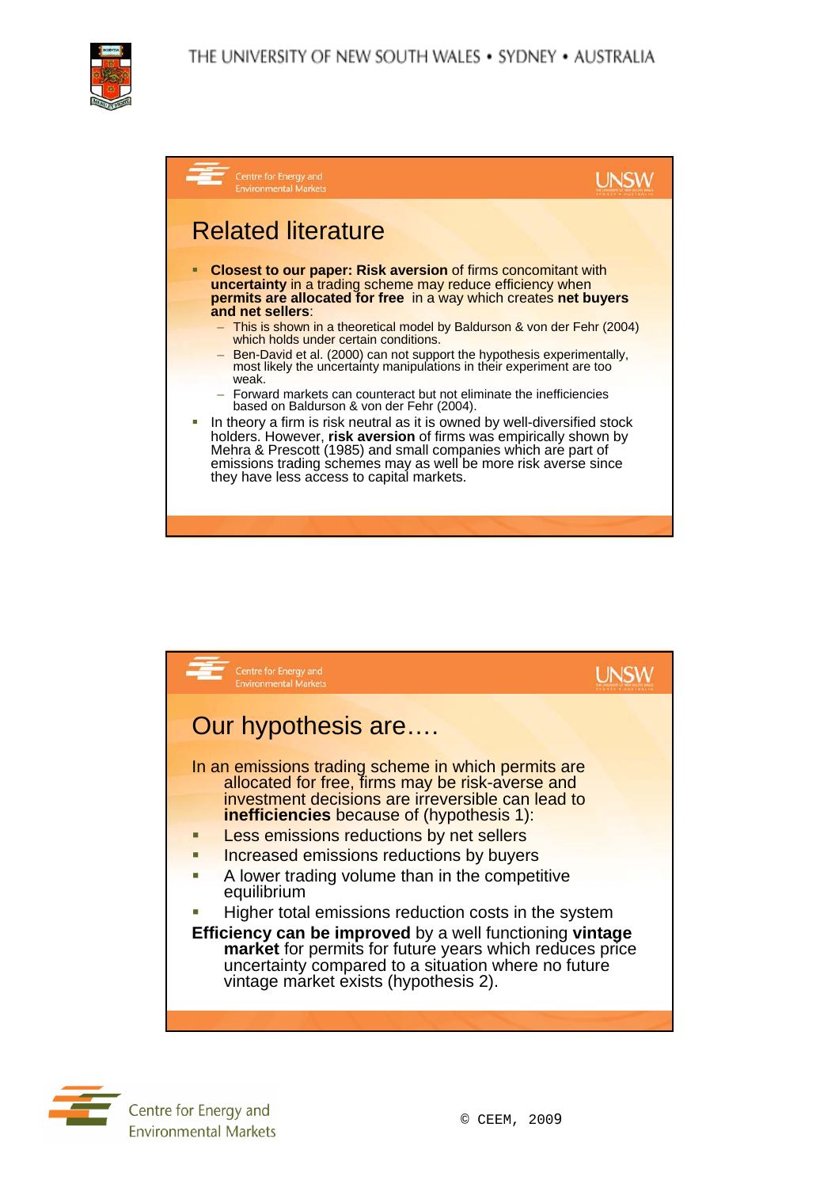## Related literature

- **Closest to our paper: Risk aversion** of firms concomitant with **uncertainty** in a trading scheme may reduce efficiency when **permits are allocated for free** in a way which creates **net buyers and net sellers**:
  - This is shown in a theoretical model by Baldurson & von der Fehr (2004) which holds under certain conditions.
  - Ben-David et al. (2000) can not support the hypothesis experimentally, most likely the uncertainty manipulations in their experiment are too weak.
  - Forward markets can counteract but not eliminate the inefficiencies based on Baldurson & von der Fehr (2004).
- In theory a firm is risk neutral as it is owned by well-diversified stock holders. However, **risk aversion** of firms was empirically shown by Mehra & Prescott (1985) and small companies which are part of emissions trading schemes may as well be more risk averse since they have less access to capital markets.

## Our hypothesis are….

In an emissions trading scheme in which permits are allocated for free, firms may be risk-averse and investment decisions are irreversible can lead to **inefficiencies** because of (hypothesis 1):

- Less emissions reductions by net sellers
- Increased emissions reductions by buyers
- A lower trading volume than in the competitive equilibrium
- Higher total emissions reduction costs in the system

**Efficiency can be improved** by a well functioning **vintage market** for permits for future years which reduces price uncertainty compared to a situation where no future vintage market exists (hypothesis 2).

© CEEM, 2009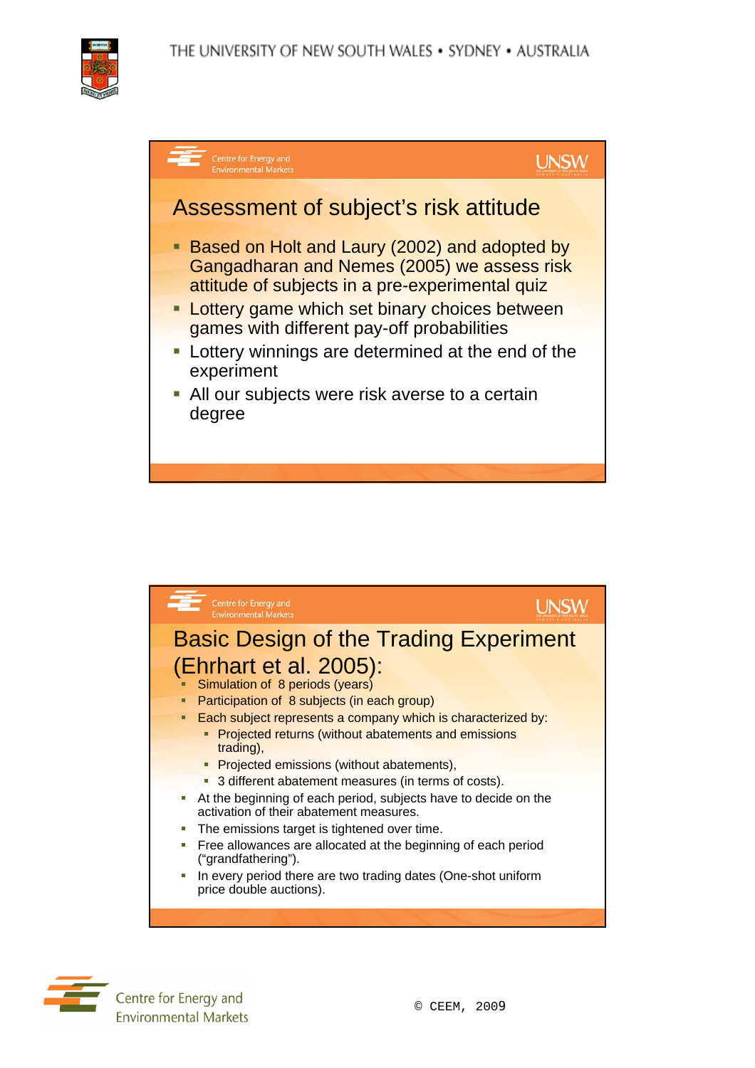## Assessment of subject's risk attitude

- Based on Holt and Laury (2002) and adopted by Gangadharan and Nemes (2005) we assess risk attitude of subjects in a pre-experimental quiz
- Lottery game which set binary choices between games with different pay-off probabilities
- Lottery winnings are determined at the end of the experiment
- All our subjects were risk averse to a certain degree

## Basic Design of the Trading Experiment (Ehrhart et al. 2005):

- Simulation of 8 periods (years)
- Participation of 8 subjects (in each group)
- Each subject represents a company which is characterized by:
  - Projected returns (without abatements and emissions trading),
  - Projected emissions (without abatements),
  - 3 different abatement measures (in terms of costs).
- At the beginning of each period, subjects have to decide on the activation of their abatement measures.
- The emissions target is tightened over time.
- Free allowances are allocated at the beginning of each period ("grandfathering").
- In every period there are two trading dates (One-shot uniform price double auctions).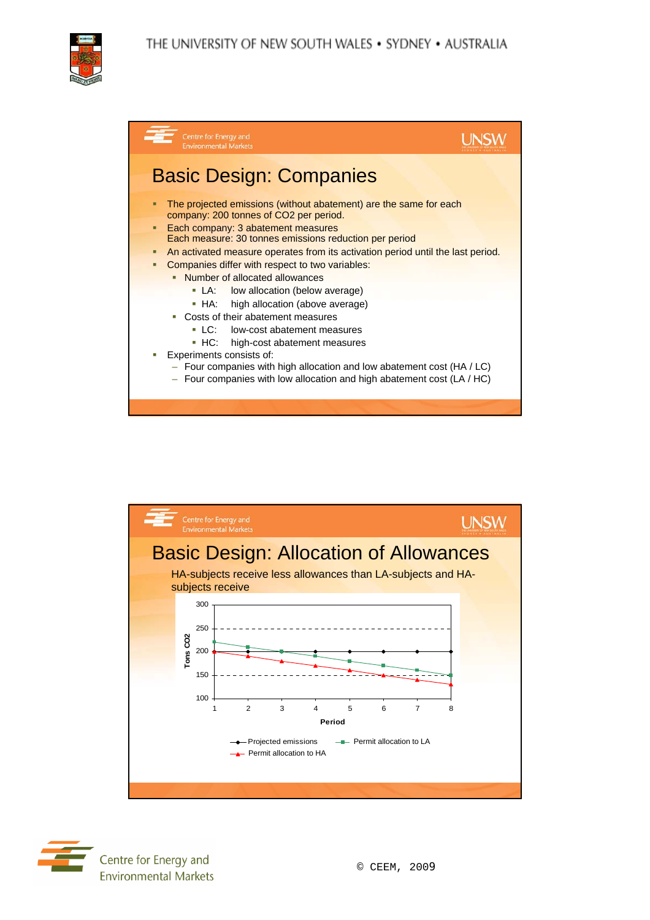# Basic Design: Companies

- The projected emissions (without abatement) are the same for each company: 200 tonnes of $CO_2$ per period.
- Each company: 3 abatement measures
  Each measure: 30 tonnes emissions reduction per period
- An activated measure operates from its activation period until the last period.
- Companies differ with respect to two variables:
  - Number of allocated allowances
    - LA: low allocation (below average)
    - HA: high allocation (above average)
  - Costs of their abatement measures
    - LC: low-cost abatement measures
    - HC: high-cost abatement measures
- Experiments consists of:
  - Four companies with high allocation and low abatement cost (HA / LC)
  - Four companies with low allocation and high abatement cost (LA / HC)

# Basic Design: Allocation of Allowances

HA-subjects receive less allowances than LA-subjects and HA-subjects receive

Tons CO2 (y-axis: 100–300) vs. Period (x-axis: 1–8)

Legend: Projected emissions; Permit allocation to LA; Permit allocation to HA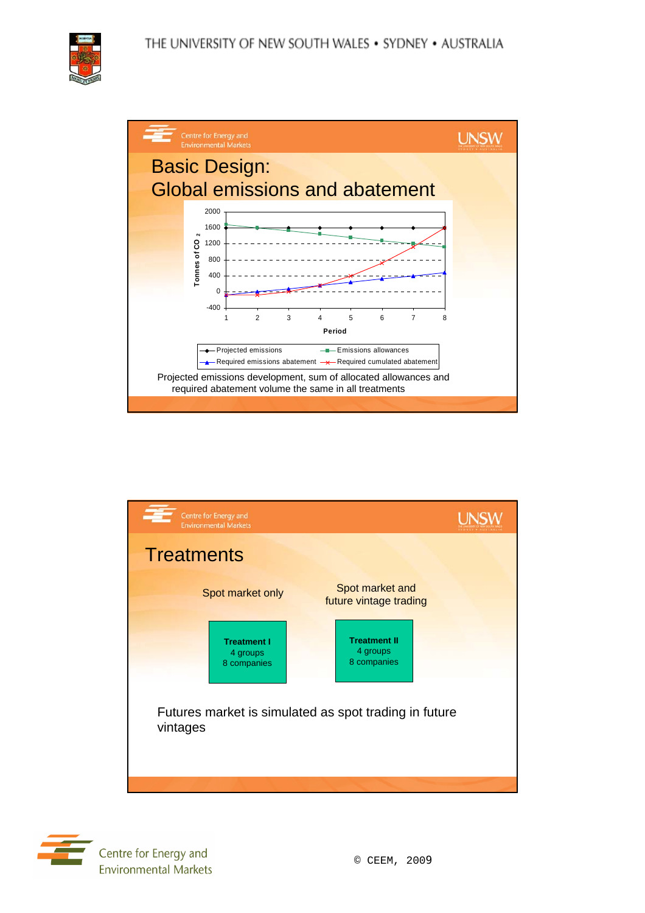## Basic Design: Global emissions and abatement

Tonnes of $CO_2$

2000
1600
1200
800
400
0
-400

1 2 3 4 5 6 7 8

Period

- Projected emissions
- Emissions allowances
- Required emissions abatement
- Required cumulated abatement

Projected emissions development, sum of allocated allowances and required abatement volume the same in all treatments

## Treatments

| Spot market only | Spot market and future vintage trading |
|---|---|
| **Treatment I** 4 groups 8 companies | **Treatment II** 4 groups 8 companies |

Futures market is simulated as spot trading in future vintages

© CEEM, 2009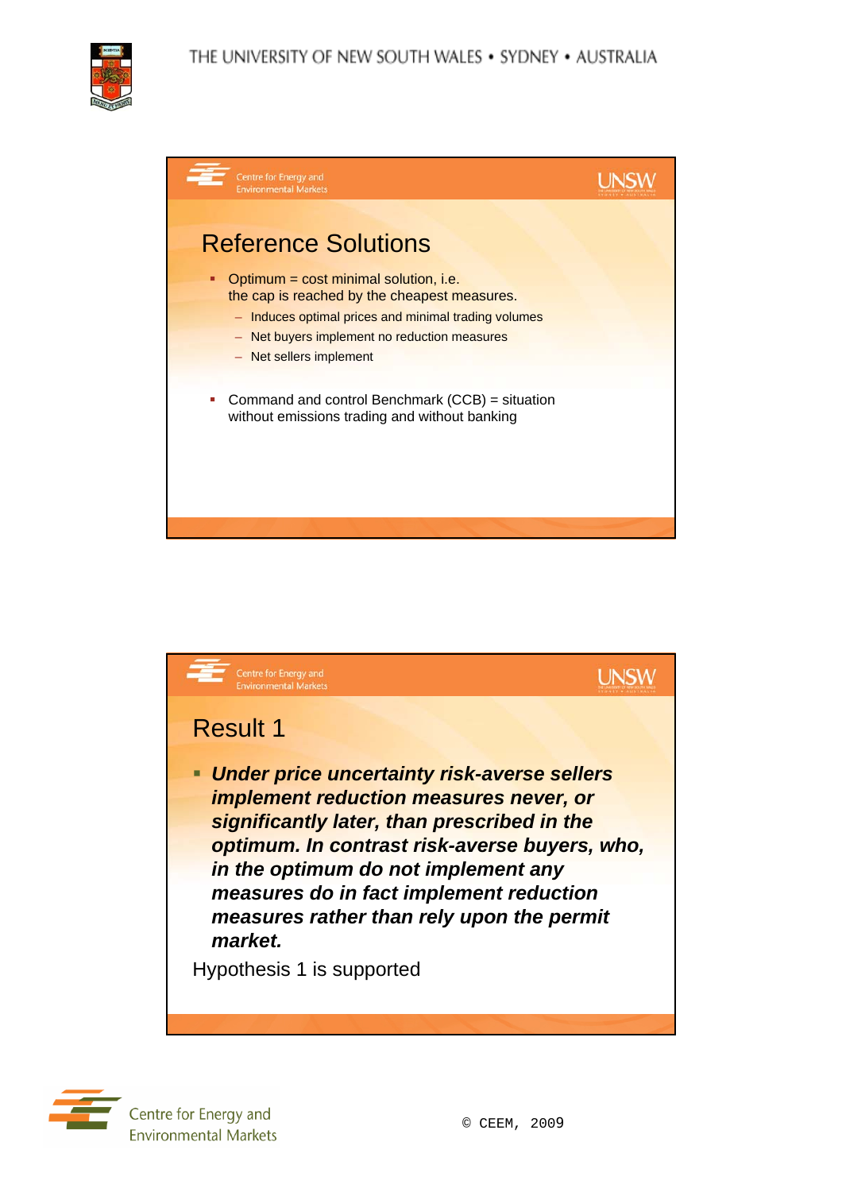## Reference Solutions

- Optimum = cost minimal solution, i.e. the cap is reached by the cheapest measures.
  - Induces optimal prices and minimal trading volumes
  - Net buyers implement no reduction measures
  - Net sellers implement
- Command and control Benchmark (CCB) = situation without emissions trading and without banking

## Result 1

- ***Under price uncertainty risk-averse sellers implement reduction measures never, or significantly later, than prescribed in the optimum. In contrast risk-averse buyers, who, in the optimum do not implement any measures do in fact implement reduction measures rather than rely upon the permit market.***

Hypothesis 1 is supported

© CEEM, 2009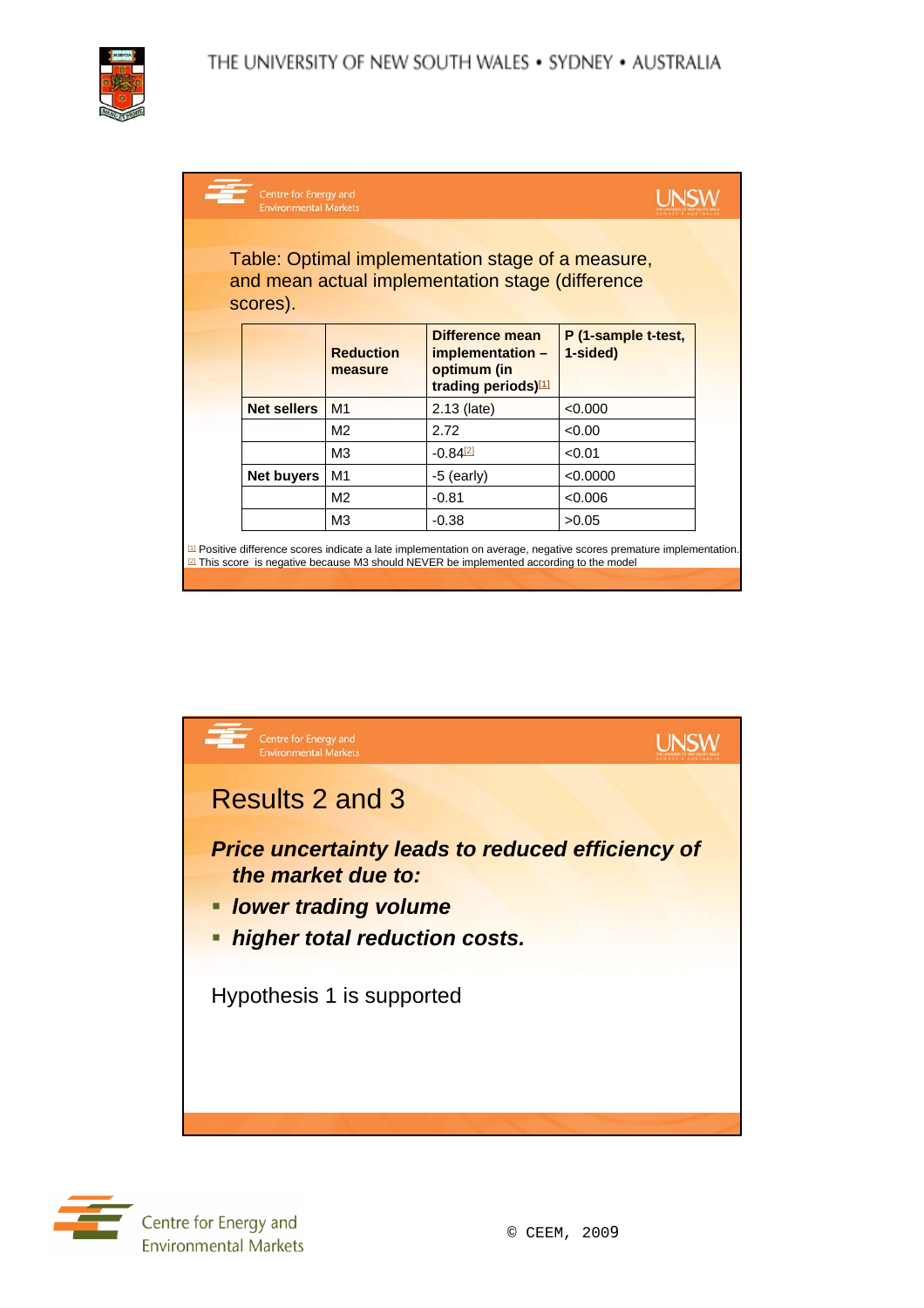Table: Optimal implementation stage of a measure, and mean actual implementation stage (difference scores).

| | Reduction measure | Difference mean implementation – optimum (in trading periods)[1] | P (1-sample t-test, 1-sided) |
|---|---|---|---|
| **Net sellers** | M1 | 2.13 (late) | <0.000 |
| | M2 | 2.72 | <0.00 |
| | M3 | -0.84[2] | <0.01 |
| **Net buyers** | M1 | -5 (early) | <0.0000 |
| | M2 | -0.81 | <0.006 |
| | M3 | -0.38 | >0.05 |

[1] Positive difference scores indicate a late implementation on average, negative scores premature implementation.
[2] This score is negative because M3 should NEVER be implemented according to the model

# Results 2 and 3

***Price uncertainty leads to reduced efficiency of the market due to:***

- ***lower trading volume***
- ***higher total reduction costs.***

Hypothesis 1 is supported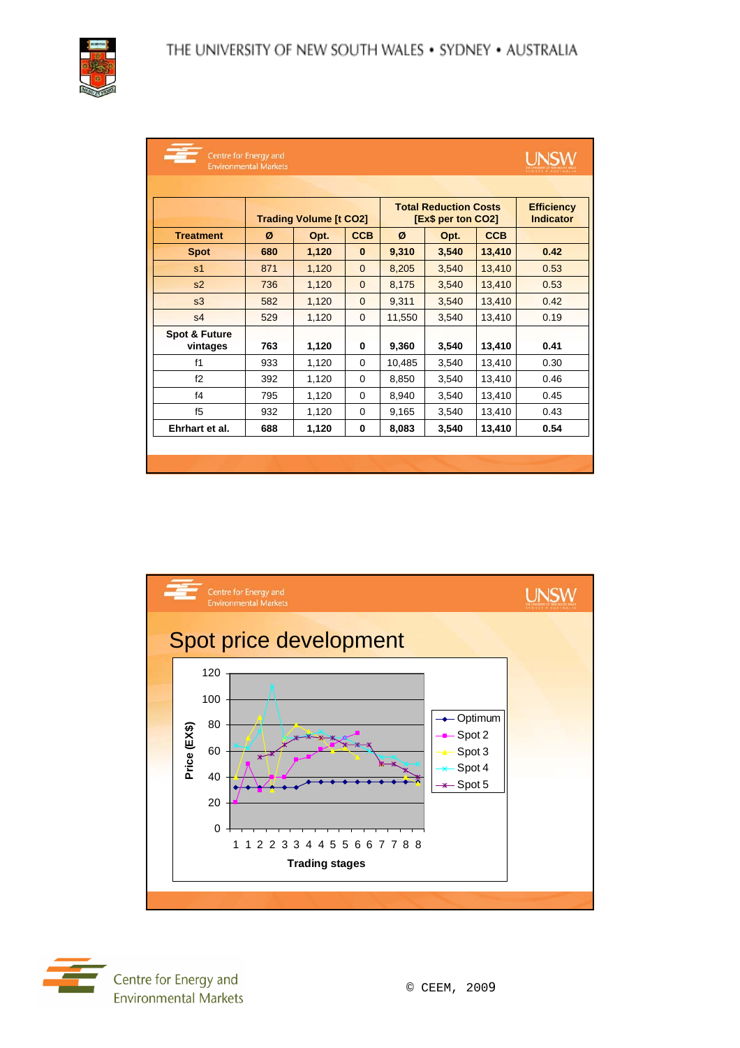| Treatment | Trading Volume [t $CO_2$] Ø | Opt. | CCB | Total Reduction Costs [Ex$ per ton $CO_2$] Ø | Opt. | CCB | Efficiency Indicator |
|---|---|---|---|---|---|---|---|
| **Spot** | **680** | **1,120** | **0** | **9,310** | **3,540** | **13,410** | **0.42** |
| s1 | 871 | 1,120 | 0 | 8,205 | 3,540 | 13,410 | 0.53 |
| s2 | 736 | 1,120 | 0 | 8,175 | 3,540 | 13,410 | 0.53 |
| s3 | 582 | 1,120 | 0 | 9,311 | 3,540 | 13,410 | 0.42 |
| s4 | 529 | 1,120 | 0 | 11,550 | 3,540 | 13,410 | 0.19 |
| **Spot & Future vintages** | **763** | **1,120** | **0** | **9,360** | **3,540** | **13,410** | **0.41** |
| f1 | 933 | 1,120 | 0 | 10,485 | 3,540 | 13,410 | 0.30 |
| f2 | 392 | 1,120 | 0 | 8,850 | 3,540 | 13,410 | 0.46 |
| f4 | 795 | 1,120 | 0 | 8,940 | 3,540 | 13,410 | 0.45 |
| f5 | 932 | 1,120 | 0 | 9,165 | 3,540 | 13,410 | 0.43 |
| **Ehrhart et al.** | **688** | **1,120** | **0** | **8,083** | **3,540** | **13,410** | **0.54** |

## Spot price development

Price (EX$) vs. Trading stages — series: Optimum, Spot 2, Spot 3, Spot 4, Spot 5

© CEEM, 2009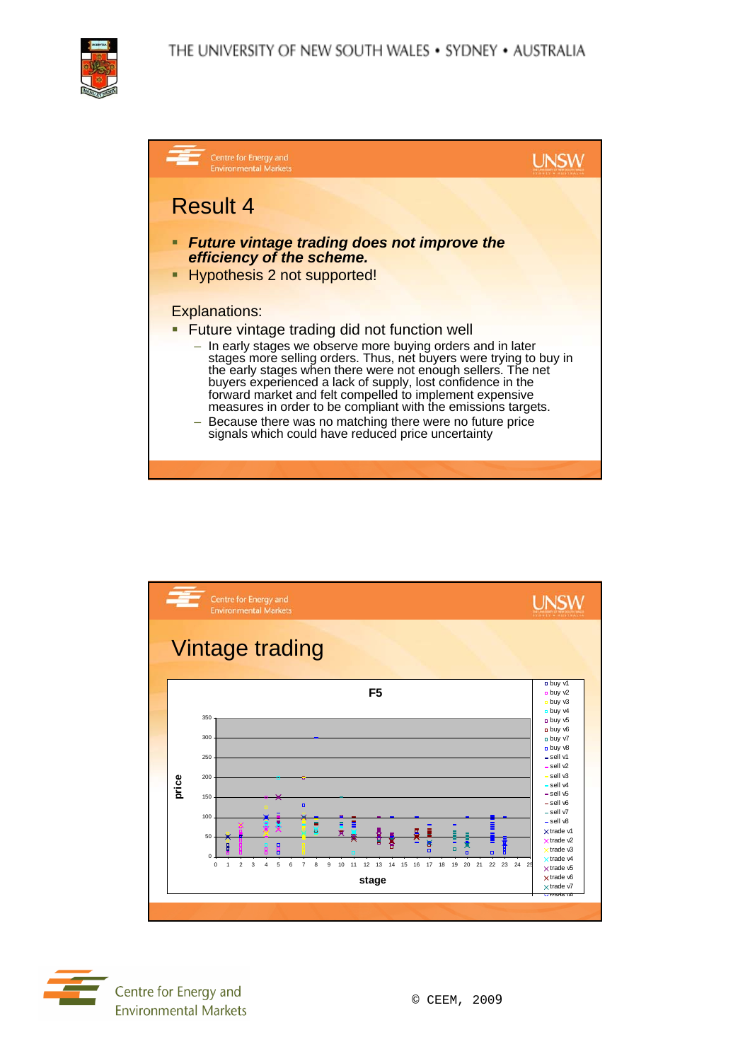## Result 4

- ***Future vintage trading does not improve the efficiency of the scheme.***
- Hypothesis 2 not supported!

Explanations:

- Future vintage trading did not function well
  - In early stages we observe more buying orders and in later stages more selling orders. Thus, net buyers were trying to buy in the early stages when there were not enough sellers. The net buyers experienced a lack of supply, lost confidence in the forward market and felt compelled to implement expensive measures in order to be compliant with the emissions targets.
  - Because there was no matching there were no future price signals which could have reduced price uncertainty

## Vintage trading

F5

price

stage

buy v1, buy v2, buy v3, buy v4, buy v5, buy v6, buy v7, buy v8, sell v1, sell v2, sell v3, sell v4, sell v5, sell v6, sell v7, sell v8, trade v1, trade v2, trade v3, trade v4, trade v5, trade v6, trade v7, trade v8

© CEEM, 2009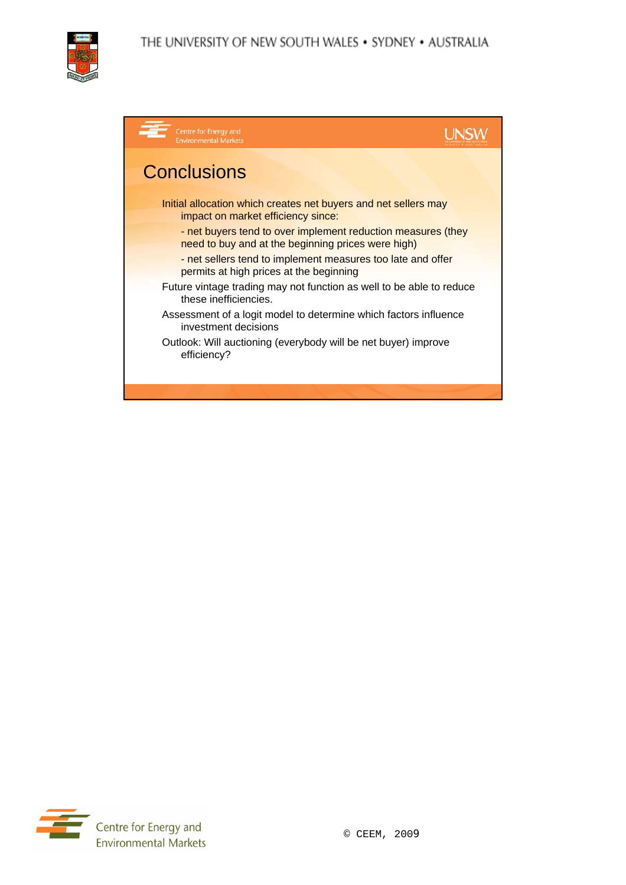# Conclusions

- Initial allocation which creates net buyers and net sellers may impact on market efficiency since:
  - - net buyers tend to over implement reduction measures (they need to buy and at the beginning prices were high)
  - - net sellers tend to implement measures too late and offer permits at high prices at the beginning
- Future vintage trading may not function as well to be able to reduce these inefficiencies.
- Assessment of a logit model to determine which factors influence investment decisions
- Outlook: Will auctioning (everybody will be net buyer) improve efficiency?

© CEEM, 2009